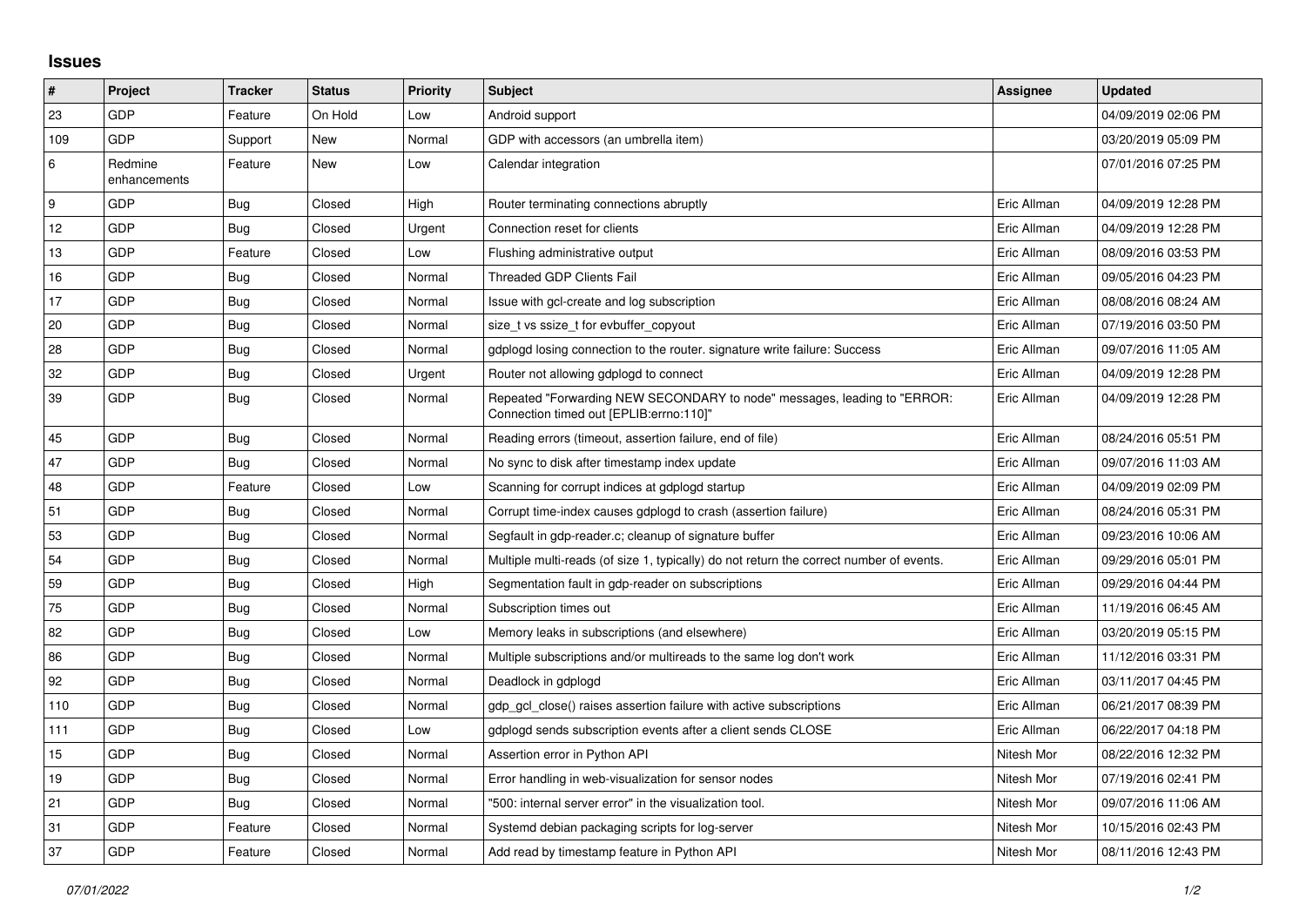## Issues

| # | Project | Tracker | Status | Priority | Subject | Assignee | Updated |
|---|---|---|---|---|---|---|---|
| 23 | GDP | Feature | On Hold | Low | Android support | | 04/09/2019 02:06 PM |
| 109 | GDP | Support | New | Normal | GDP with accessors (an umbrella item) | | 03/20/2019 05:09 PM |
| 6 | Redmine enhancements | Feature | New | Low | Calendar integration | | 07/01/2016 07:25 PM |
| 9 | GDP | Bug | Closed | High | Router terminating connections abruptly | Eric Allman | 04/09/2019 12:28 PM |
| 12 | GDP | Bug | Closed | Urgent | Connection reset for clients | Eric Allman | 04/09/2019 12:28 PM |
| 13 | GDP | Feature | Closed | Low | Flushing administrative output | Eric Allman | 08/09/2016 03:53 PM |
| 16 | GDP | Bug | Closed | Normal | Threaded GDP Clients Fail | Eric Allman | 09/05/2016 04:23 PM |
| 17 | GDP | Bug | Closed | Normal | Issue with gcl-create and log subscription | Eric Allman | 08/08/2016 08:24 AM |
| 20 | GDP | Bug | Closed | Normal | size_t vs ssize_t for evbuffer_copyout | Eric Allman | 07/19/2016 03:50 PM |
| 28 | GDP | Bug | Closed | Normal | gdplogd losing connection to the router. signature write failure: Success | Eric Allman | 09/07/2016 11:05 AM |
| 32 | GDP | Bug | Closed | Urgent | Router not allowing gdplogd to connect | Eric Allman | 04/09/2019 12:28 PM |
| 39 | GDP | Bug | Closed | Normal | Repeated "Forwarding NEW SECONDARY to node" messages, leading to "ERROR: Connection timed out [EPLIB:errno:110]" | Eric Allman | 04/09/2019 12:28 PM |
| 45 | GDP | Bug | Closed | Normal | Reading errors (timeout, assertion failure, end of file) | Eric Allman | 08/24/2016 05:51 PM |
| 47 | GDP | Bug | Closed | Normal | No sync to disk after timestamp index update | Eric Allman | 09/07/2016 11:03 AM |
| 48 | GDP | Feature | Closed | Low | Scanning for corrupt indices at gdplogd startup | Eric Allman | 04/09/2019 02:09 PM |
| 51 | GDP | Bug | Closed | Normal | Corrupt time-index causes gdplogd to crash (assertion failure) | Eric Allman | 08/24/2016 05:31 PM |
| 53 | GDP | Bug | Closed | Normal | Segfault in gdp-reader.c; cleanup of signature buffer | Eric Allman | 09/23/2016 10:06 AM |
| 54 | GDP | Bug | Closed | Normal | Multiple multi-reads (of size 1, typically) do not return the correct number of events. | Eric Allman | 09/29/2016 05:01 PM |
| 59 | GDP | Bug | Closed | High | Segmentation fault in gdp-reader on subscriptions | Eric Allman | 09/29/2016 04:44 PM |
| 75 | GDP | Bug | Closed | Normal | Subscription times out | Eric Allman | 11/19/2016 06:45 AM |
| 82 | GDP | Bug | Closed | Low | Memory leaks in subscriptions (and elsewhere) | Eric Allman | 03/20/2019 05:15 PM |
| 86 | GDP | Bug | Closed | Normal | Multiple subscriptions and/or multireads to the same log don't work | Eric Allman | 11/12/2016 03:31 PM |
| 92 | GDP | Bug | Closed | Normal | Deadlock in gdplogd | Eric Allman | 03/11/2017 04:45 PM |
| 110 | GDP | Bug | Closed | Normal | gdp_gcl_close() raises assertion failure with active subscriptions | Eric Allman | 06/21/2017 08:39 PM |
| 111 | GDP | Bug | Closed | Low | gdplogd sends subscription events after a client sends CLOSE | Eric Allman | 06/22/2017 04:18 PM |
| 15 | GDP | Bug | Closed | Normal | Assertion error in Python API | Nitesh Mor | 08/22/2016 12:32 PM |
| 19 | GDP | Bug | Closed | Normal | Error handling in web-visualization for sensor nodes | Nitesh Mor | 07/19/2016 02:41 PM |
| 21 | GDP | Bug | Closed | Normal | "500: internal server error" in the visualization tool. | Nitesh Mor | 09/07/2016 11:06 AM |
| 31 | GDP | Feature | Closed | Normal | Systemd debian packaging scripts for log-server | Nitesh Mor | 10/15/2016 02:43 PM |
| 37 | GDP | Feature | Closed | Normal | Add read by timestamp feature in Python API | Nitesh Mor | 08/11/2016 12:43 PM |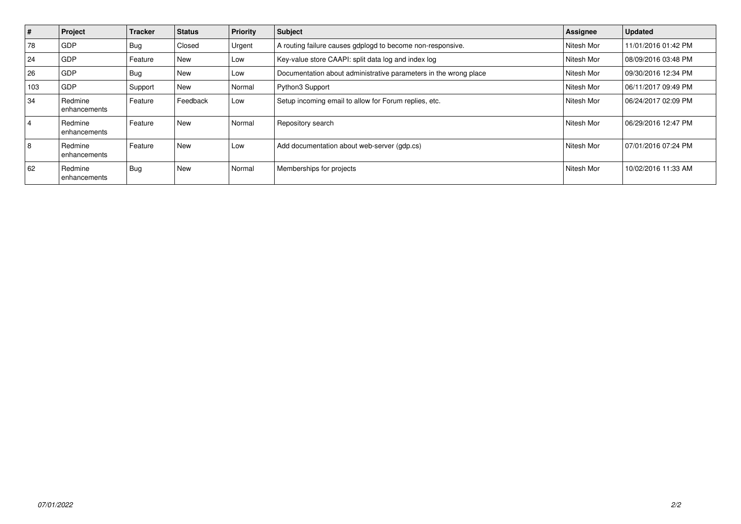| # | Project | Tracker | Status | Priority | Subject | Assignee | Updated |
|---|---|---|---|---|---|---|---|
| 78 | GDP | Bug | Closed | Urgent | A routing failure causes gdplogd to become non-responsive. | Nitesh Mor | 11/01/2016 01:42 PM |
| 24 | GDP | Feature | New | Low | Key-value store CAAPI: split data log and index log | Nitesh Mor | 08/09/2016 03:48 PM |
| 26 | GDP | Bug | New | Low | Documentation about administrative parameters in the wrong place | Nitesh Mor | 09/30/2016 12:34 PM |
| 103 | GDP | Support | New | Normal | Python3 Support | Nitesh Mor | 06/11/2017 09:49 PM |
| 34 | Redmine enhancements | Feature | Feedback | Low | Setup incoming email to allow for Forum replies, etc. | Nitesh Mor | 06/24/2017 02:09 PM |
| 4 | Redmine enhancements | Feature | New | Normal | Repository search | Nitesh Mor | 06/29/2016 12:47 PM |
| 8 | Redmine enhancements | Feature | New | Low | Add documentation about web-server (gdp.cs) | Nitesh Mor | 07/01/2016 07:24 PM |
| 62 | Redmine enhancements | Bug | New | Normal | Memberships for projects | Nitesh Mor | 10/02/2016 11:33 AM |

*07/01/2022*